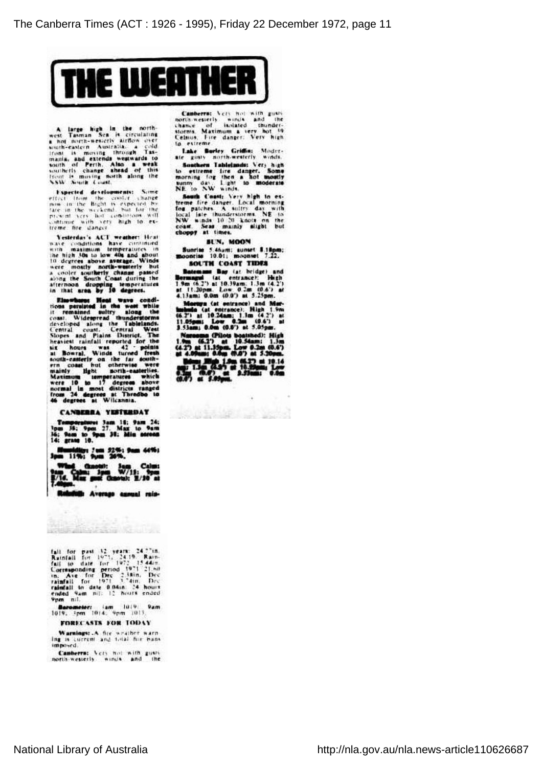# THE WEATHER

A large high in the north-west Tasman Sea is circulating a hot north-westerly airflow over south-eastern Australia. A cold front is moving through Tasmania, and extends westwards to south of Perth. Also a weak southerly change ahead of this front is moving north along the NSW South Coast.

**Expected developments:** Some effect from the cooler change now in the Bight is expected by late in the weekend, but for the present very hot conditions will continue with very high to extreme fire danger.

**Yesterday's ACT weather:** Heat wave conditions have continued with maximum temperatures in the high 30s to low 40s and about 10 degrees above average. Winds were mostly north-westerly but a cooler southerly change passed along the South Coast during the afternoon dropping temperatures in that area by 10 degrees.

**Elsewhere:** Heat wave conditions persisted in the west while it remained sultry along the coast. Widespread thunderstorms developed along the Tablelands, Central coast, Central West Slopes and Plains District. The heaviest rainfall reported for the six hours was 42 points at Bowral. Winds turned fresh south-easterly on the far southern coast but otherwise were mainly light north-easterlies. Maximum temperatures which were 10 to 17 degrees above normal in most districts ranged from 24 degrees at Thredbo to 46 degrees at Wilcannia.

## CANBERRA YESTERDAY

**Temperature:** 3am 18; 9am 24; 3pm 38; 9pm 27. Max to 9am 36; 9am to 9pm 38; Min screen 14; grass 10.

**Humidity:** 3am 52%; 9am 44%; 3pm 11%; 9pm 26%.

**Wind (knots):** 3am Calm; 9am Calm; 3pm W/18; 9pm E/16. Max gust (knots): E/30 at 7.40pm.

**Rainfall:** Average annual rainfall for past 32 years: 24.77in. Rainfall for 1971, 24.19. Rainfall to date for 1972 15.44in. Corresponding period 1971 21.60 in. Ave for Dec 2.38in. Dec rainfall for 1971 3.74in. Dec rainfall to date 0.04in. 24 hours ended 9am nil; 12 hours ended 9pm nil.

**Barometer:** 3am 1019; 9am 1019; 3pm 1014; 9pm 1013.

## FORECASTS FOR TODAY

**Warnings:** A fire weather warning is current and total fire bans imposed.

**Canberra:** Very hot with gusty north-westerly winds and the chance of isolated thunderstorms. Maximum a very hot 39 Celsius. Fire danger: Very high to extreme.

**Lake Burley Griffin:** Moderate gusty north-westerly winds.

**Southern Tablelands:** Very high to extreme fire danger. Some morning fog then a hot mostly sunny day. Light to moderate NE to NW winds.

**South Coast:** Very high to extreme fire danger. Local morning fog patches. A sultry day with local late thunderstorms. NE to NW winds 10/20 knots on the coast. Seas mainly slight but choppy at times.

## SUN, MOON

Sunrise 5.46am; sunset 8.18pm; moonrise 10.01; moonset 7.22.

## SOUTH COAST TIDES

**Batemans Bay** (at bridge) and **Bermagui** (at entrance): High 1.9m (6.2') at 10.39am; 1.3m (4.2') at 11.20pm. Low 0.2m (0.6') at 4.13am; 0.0m (0.0') at 5.25pm.

**Moruya** (at entrance) and **Merimbula** (at entrance): High 1.9m (6.2') at 10.24am; 1.3m (4.2') at 11.05pm; Low 0.2m (0.6') at 3.53am; 0.0m (0.0') at 5.05pm.

**Narooma** (Pilots boatshed): High 1.9m (6.2') at 10.54am; 1.3m (4.2') at 11.35pm. Low 0.2m (0.6') at 4.08am; 0.0m (0.0') at 5.20pm.

**Eden:** High 1.9m (6.2') at 10.14am; 1.3m (4.2') at 10.55pm; Low 0.2m (0.6') at 3.53am; 0.0m (0.0') at 5.05pm.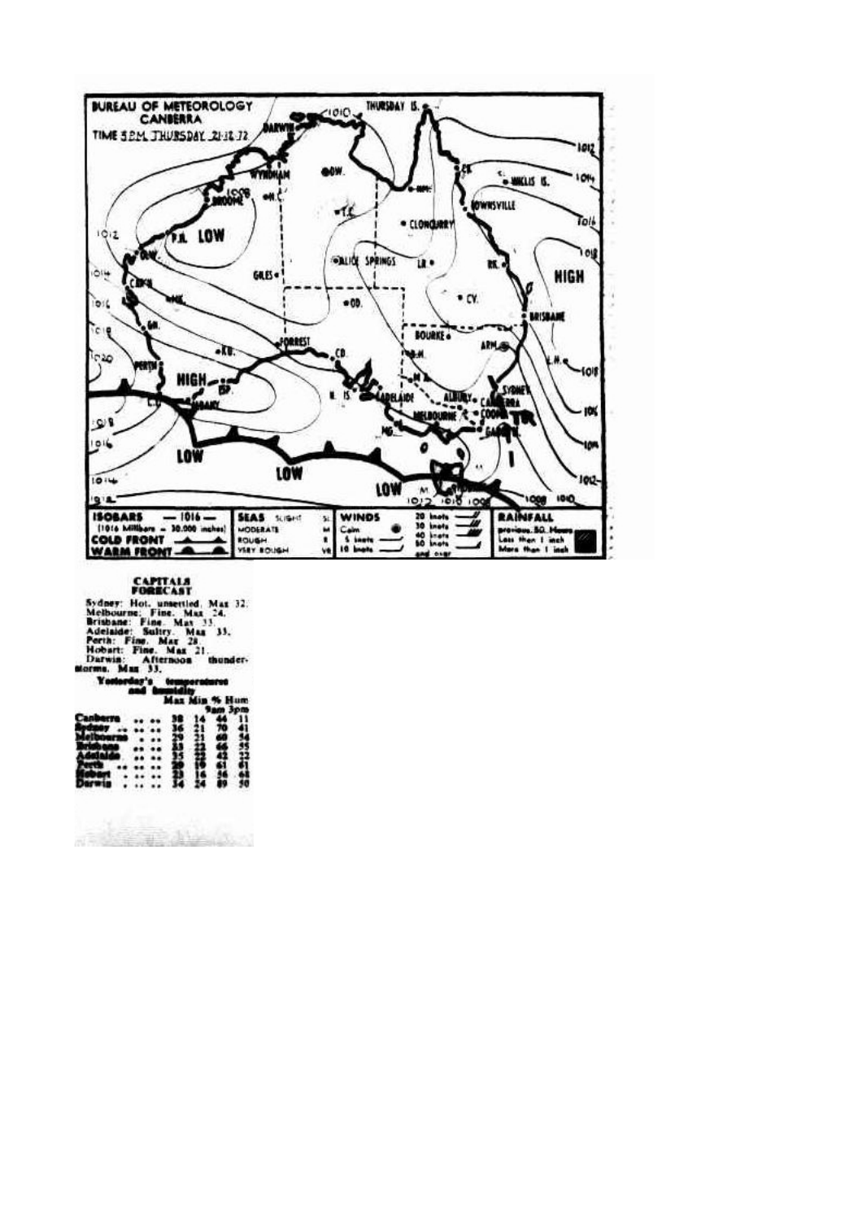BUREAU OF METEOROLOGY
CANBERRA
TIME 3 P.M. THURSDAY 21-12-72

LOW
LOW
LOW
LOW
HIGH
HIGH

THURSDAY IS.
DARWIN
WYNDHAM
BROOME
P.H.
GILES
ALICE SPRINGS
CLONCURRY
TOWNSVILLE
WILLIS IS.
BRISBANE
BOURKE
FORREST
ADELAIDE
MELBOURNE
ALBURY
CANBERRA
SYDNEY
PERTH
ALBANY
ESP.
KG.
CD.
CV.
LR.
RK.
OD.
L.H.
ARM.
B.H.
M.B.
MG.

1010
1012
1014
1016
1018
1020
1008

ISOBARS — 1016 — (1016 Millibars = 30.000 inches)
COLD FRONT
WARM FRONT

SEAS
SLIGHT SL
MODERATE M
ROUGH R
VERY ROUGH VR

WINDS
Calm
5 knots
10 knots
20 knots
30 knots
40 knots
50 knots and over

RAINFALL previous 50 Hours
Less than 1 inch
More than 1 inch

## CAPITALS FORECAST

Sydney: Hot, unsettled. Max 32.
Melbourne: Fine. Max 24.
Brisbane: Fine. Max 33.
Adelaide: Sultry. Max 33.
Perth: Fine. Max 28.
Hobart: Fine. Max 21.
Darwin: Afternoon thunderstorms. Max 33.

**Yesterday's temperatures and humidity**

| | Max | Min | % Hum 9am | 3pm |
|---|---|---|---|---|
| Canberra | 38 | 14 | 44 | 11 |
| Sydney | 36 | 21 | 70 | 41 |
| Melbourne | 29 | 21 | 60 | 54 |
| Brisbane | 33 | 22 | 66 | 55 |
| Adelaide | 35 | 22 | 42 | 22 |
| Perth | 29 | 19 | 61 | 61 |
| Hobart | 23 | 16 | 56 | 68 |
| Darwin | 34 | 24 | 89 | 50 |